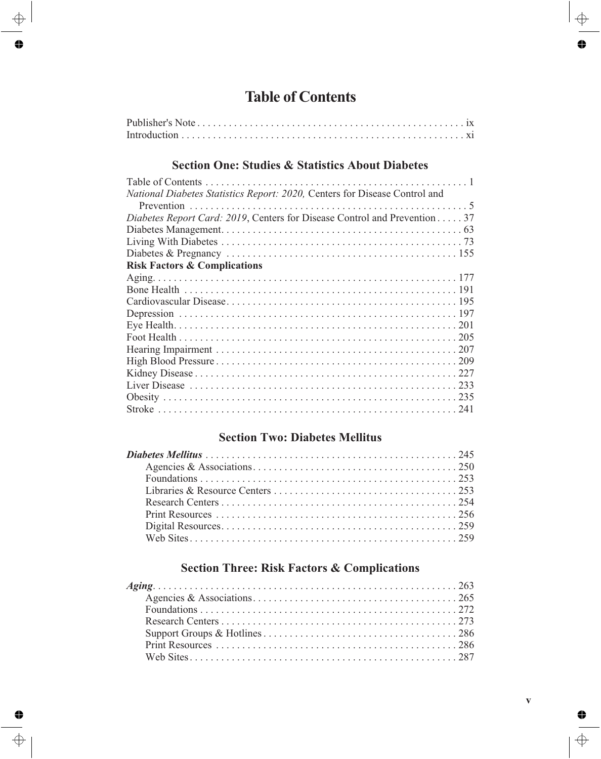# Table of Contents

Publisher's Note . . . . . . . . . . . . . . . . . . . . . . . . . . . . . . . . . . . . . . . . . . . . . . . . . . ix
Introduction . . . . . . . . . . . . . . . . . . . . . . . . . . . . . . . . . . . . . . . . . . . . . . . . . . . . . xi

## Section One: Studies & Statistics About Diabetes

Table of Contents . . . . . . . . . . . . . . . . . . . . . . . . . . . . . . . . . . . . . . . . . . . . . . . . . 1
*National Diabetes Statistics Report: 2020,* Centers for Disease Control and Prevention . . . . . . . . . . . . . . . . . . . . . . . . . . . . . . . . . . . . . . . . . . . . . . . . . . . . 5
*Diabetes Report Card: 2019*, Centers for Disease Control and Prevention . . . . . 37
Diabetes Management. . . . . . . . . . . . . . . . . . . . . . . . . . . . . . . . . . . . . . . . . . . . . 63
Living With Diabetes . . . . . . . . . . . . . . . . . . . . . . . . . . . . . . . . . . . . . . . . . . . . . 73
Diabetes & Pregnancy . . . . . . . . . . . . . . . . . . . . . . . . . . . . . . . . . . . . . . . . . . . 155

**Risk Factors & Complications**

Aging. . . . . . . . . . . . . . . . . . . . . . . . . . . . . . . . . . . . . . . . . . . . . . . . . . . . . . . . . 177
Bone Health . . . . . . . . . . . . . . . . . . . . . . . . . . . . . . . . . . . . . . . . . . . . . . . . . . . 191
Cardiovascular Disease. . . . . . . . . . . . . . . . . . . . . . . . . . . . . . . . . . . . . . . . . . . 195
Depression . . . . . . . . . . . . . . . . . . . . . . . . . . . . . . . . . . . . . . . . . . . . . . . . . . . . 197
Eye Health. . . . . . . . . . . . . . . . . . . . . . . . . . . . . . . . . . . . . . . . . . . . . . . . . . . . . 201
Foot Health . . . . . . . . . . . . . . . . . . . . . . . . . . . . . . . . . . . . . . . . . . . . . . . . . . . . 205
Hearing Impairment . . . . . . . . . . . . . . . . . . . . . . . . . . . . . . . . . . . . . . . . . . . . . 207
High Blood Pressure . . . . . . . . . . . . . . . . . . . . . . . . . . . . . . . . . . . . . . . . . . . . . 209
Kidney Disease . . . . . . . . . . . . . . . . . . . . . . . . . . . . . . . . . . . . . . . . . . . . . . . . . 227
Liver Disease . . . . . . . . . . . . . . . . . . . . . . . . . . . . . . . . . . . . . . . . . . . . . . . . . . 233
Obesity . . . . . . . . . . . . . . . . . . . . . . . . . . . . . . . . . . . . . . . . . . . . . . . . . . . . . . . 235
Stroke . . . . . . . . . . . . . . . . . . . . . . . . . . . . . . . . . . . . . . . . . . . . . . . . . . . . . . . . 241

## Section Two: Diabetes Mellitus

***Diabetes Mellitus*** . . . . . . . . . . . . . . . . . . . . . . . . . . . . . . . . . . . . . . . . . . . . . . 245
- Agencies & Associations. . . . . . . . . . . . . . . . . . . . . . . . . . . . . . . . . . . . . . 250
- Foundations . . . . . . . . . . . . . . . . . . . . . . . . . . . . . . . . . . . . . . . . . . . . . . . 253
- Libraries & Resource Centers . . . . . . . . . . . . . . . . . . . . . . . . . . . . . . . . . 253
- Research Centers . . . . . . . . . . . . . . . . . . . . . . . . . . . . . . . . . . . . . . . . . . . 254
- Print Resources . . . . . . . . . . . . . . . . . . . . . . . . . . . . . . . . . . . . . . . . . . . . 256
- Digital Resources. . . . . . . . . . . . . . . . . . . . . . . . . . . . . . . . . . . . . . . . . . . 259
- Web Sites. . . . . . . . . . . . . . . . . . . . . . . . . . . . . . . . . . . . . . . . . . . . . . . . . 259

## Section Three: Risk Factors & Complications

***Aging***. . . . . . . . . . . . . . . . . . . . . . . . . . . . . . . . . . . . . . . . . . . . . . . . . . . . . . . . 263
- Agencies & Associations. . . . . . . . . . . . . . . . . . . . . . . . . . . . . . . . . . . . . . 265
- Foundations . . . . . . . . . . . . . . . . . . . . . . . . . . . . . . . . . . . . . . . . . . . . . . . 272
- Research Centers . . . . . . . . . . . . . . . . . . . . . . . . . . . . . . . . . . . . . . . . . . . 273
- Support Groups & Hotlines . . . . . . . . . . . . . . . . . . . . . . . . . . . . . . . . . . . 286
- Print Resources . . . . . . . . . . . . . . . . . . . . . . . . . . . . . . . . . . . . . . . . . . . . 286
- Web Sites. . . . . . . . . . . . . . . . . . . . . . . . . . . . . . . . . . . . . . . . . . . . . . . . . 287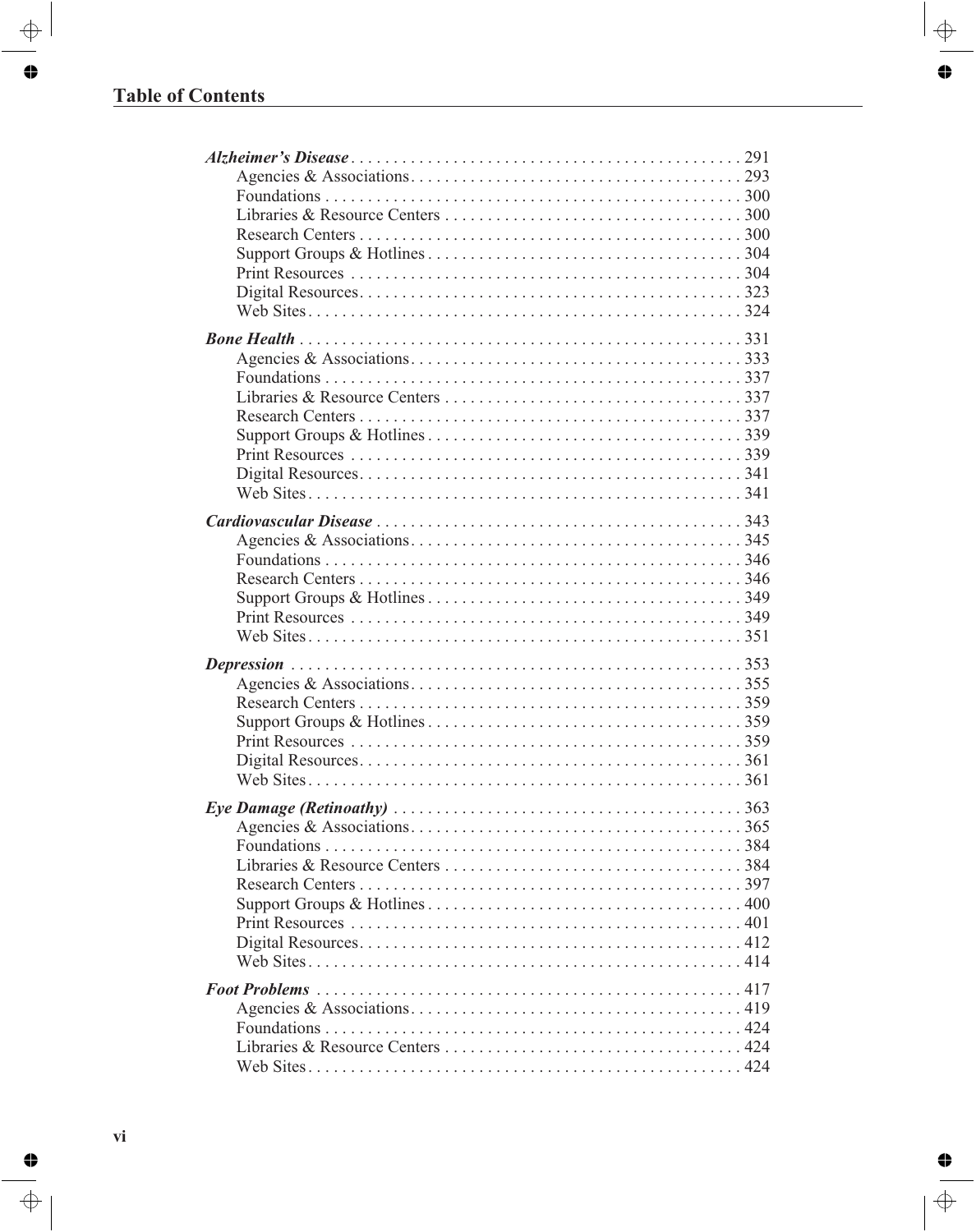## Table of Contents

***Alzheimer's Disease*** . . . . . . . . . . . . . . . . . . . . . . . . . . . . . . . . . . . . . . . . . . . . . 291
- Agencies & Associations . . . . . . . . . . . . . . . . . . . . . . . . . . . . . . . . . . . . . . 293
- Foundations . . . . . . . . . . . . . . . . . . . . . . . . . . . . . . . . . . . . . . . . . . . . . . . . 300
- Libraries & Resource Centers . . . . . . . . . . . . . . . . . . . . . . . . . . . . . . . . . . . 300
- Research Centers . . . . . . . . . . . . . . . . . . . . . . . . . . . . . . . . . . . . . . . . . . . . 300
- Support Groups & Hotlines . . . . . . . . . . . . . . . . . . . . . . . . . . . . . . . . . . . . 304
- Print Resources . . . . . . . . . . . . . . . . . . . . . . . . . . . . . . . . . . . . . . . . . . . . . 304
- Digital Resources . . . . . . . . . . . . . . . . . . . . . . . . . . . . . . . . . . . . . . . . . . . . 323
- Web Sites . . . . . . . . . . . . . . . . . . . . . . . . . . . . . . . . . . . . . . . . . . . . . . . . . . 324

***Bone Health*** . . . . . . . . . . . . . . . . . . . . . . . . . . . . . . . . . . . . . . . . . . . . . . . . . . . 331
- Agencies & Associations . . . . . . . . . . . . . . . . . . . . . . . . . . . . . . . . . . . . . . 333
- Foundations . . . . . . . . . . . . . . . . . . . . . . . . . . . . . . . . . . . . . . . . . . . . . . . . 337
- Libraries & Resource Centers . . . . . . . . . . . . . . . . . . . . . . . . . . . . . . . . . . . 337
- Research Centers . . . . . . . . . . . . . . . . . . . . . . . . . . . . . . . . . . . . . . . . . . . . 337
- Support Groups & Hotlines . . . . . . . . . . . . . . . . . . . . . . . . . . . . . . . . . . . . 339
- Print Resources . . . . . . . . . . . . . . . . . . . . . . . . . . . . . . . . . . . . . . . . . . . . . 339
- Digital Resources . . . . . . . . . . . . . . . . . . . . . . . . . . . . . . . . . . . . . . . . . . . . 341
- Web Sites . . . . . . . . . . . . . . . . . . . . . . . . . . . . . . . . . . . . . . . . . . . . . . . . . . 341

***Cardiovascular Disease*** . . . . . . . . . . . . . . . . . . . . . . . . . . . . . . . . . . . . . . . . . . . 343
- Agencies & Associations . . . . . . . . . . . . . . . . . . . . . . . . . . . . . . . . . . . . . . 345
- Foundations . . . . . . . . . . . . . . . . . . . . . . . . . . . . . . . . . . . . . . . . . . . . . . . . 346
- Research Centers . . . . . . . . . . . . . . . . . . . . . . . . . . . . . . . . . . . . . . . . . . . . 346
- Support Groups & Hotlines . . . . . . . . . . . . . . . . . . . . . . . . . . . . . . . . . . . . 349
- Print Resources . . . . . . . . . . . . . . . . . . . . . . . . . . . . . . . . . . . . . . . . . . . . . 349
- Web Sites . . . . . . . . . . . . . . . . . . . . . . . . . . . . . . . . . . . . . . . . . . . . . . . . . . 351

***Depression*** . . . . . . . . . . . . . . . . . . . . . . . . . . . . . . . . . . . . . . . . . . . . . . . . . . . . 353
- Agencies & Associations . . . . . . . . . . . . . . . . . . . . . . . . . . . . . . . . . . . . . . 355
- Research Centers . . . . . . . . . . . . . . . . . . . . . . . . . . . . . . . . . . . . . . . . . . . . 359
- Support Groups & Hotlines . . . . . . . . . . . . . . . . . . . . . . . . . . . . . . . . . . . . 359
- Print Resources . . . . . . . . . . . . . . . . . . . . . . . . . . . . . . . . . . . . . . . . . . . . . 359
- Digital Resources . . . . . . . . . . . . . . . . . . . . . . . . . . . . . . . . . . . . . . . . . . . . 361
- Web Sites . . . . . . . . . . . . . . . . . . . . . . . . . . . . . . . . . . . . . . . . . . . . . . . . . . 361

***Eye Damage (Retinoathy)*** . . . . . . . . . . . . . . . . . . . . . . . . . . . . . . . . . . . . . . . . . 363
- Agencies & Associations . . . . . . . . . . . . . . . . . . . . . . . . . . . . . . . . . . . . . . 365
- Foundations . . . . . . . . . . . . . . . . . . . . . . . . . . . . . . . . . . . . . . . . . . . . . . . . 384
- Libraries & Resource Centers . . . . . . . . . . . . . . . . . . . . . . . . . . . . . . . . . . . 384
- Research Centers . . . . . . . . . . . . . . . . . . . . . . . . . . . . . . . . . . . . . . . . . . . . 397
- Support Groups & Hotlines . . . . . . . . . . . . . . . . . . . . . . . . . . . . . . . . . . . . 400
- Print Resources . . . . . . . . . . . . . . . . . . . . . . . . . . . . . . . . . . . . . . . . . . . . . 401
- Digital Resources . . . . . . . . . . . . . . . . . . . . . . . . . . . . . . . . . . . . . . . . . . . . 412
- Web Sites . . . . . . . . . . . . . . . . . . . . . . . . . . . . . . . . . . . . . . . . . . . . . . . . . . 414

***Foot Problems*** . . . . . . . . . . . . . . . . . . . . . . . . . . . . . . . . . . . . . . . . . . . . . . . . . . 417
- Agencies & Associations . . . . . . . . . . . . . . . . . . . . . . . . . . . . . . . . . . . . . . 419
- Foundations . . . . . . . . . . . . . . . . . . . . . . . . . . . . . . . . . . . . . . . . . . . . . . . . 424
- Libraries & Resource Centers . . . . . . . . . . . . . . . . . . . . . . . . . . . . . . . . . . . 424
- Web Sites . . . . . . . . . . . . . . . . . . . . . . . . . . . . . . . . . . . . . . . . . . . . . . . . . . 424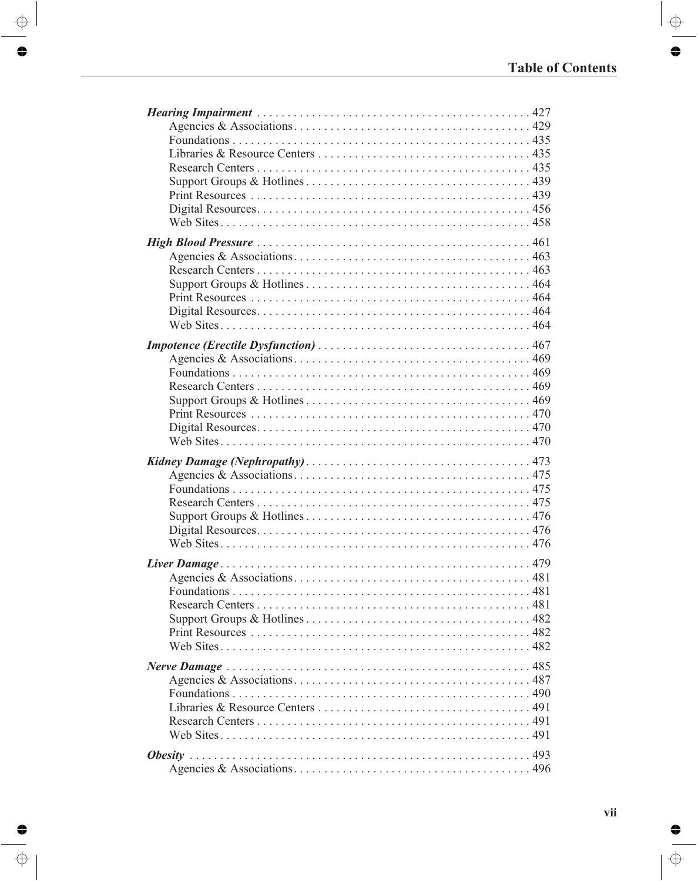## Table of Contents

***Hearing Impairment*** . . . . . . . . . . . . . . . . . . . . . . . . . . . . . . . . . . . . . . . . . . . . . 427
- Agencies & Associations . . . . . . . . . . . . . . . . . . . . . . . . . . . . . . . . . . . . . . . 429
- Foundations . . . . . . . . . . . . . . . . . . . . . . . . . . . . . . . . . . . . . . . . . . . . . . . . . 435
- Libraries & Resource Centers . . . . . . . . . . . . . . . . . . . . . . . . . . . . . . . . . . . 435
- Research Centers . . . . . . . . . . . . . . . . . . . . . . . . . . . . . . . . . . . . . . . . . . . . . 435
- Support Groups & Hotlines . . . . . . . . . . . . . . . . . . . . . . . . . . . . . . . . . . . . . 439
- Print Resources . . . . . . . . . . . . . . . . . . . . . . . . . . . . . . . . . . . . . . . . . . . . . . 439
- Digital Resources . . . . . . . . . . . . . . . . . . . . . . . . . . . . . . . . . . . . . . . . . . . . . 456
- Web Sites . . . . . . . . . . . . . . . . . . . . . . . . . . . . . . . . . . . . . . . . . . . . . . . . . . . 458

***High Blood Pressure*** . . . . . . . . . . . . . . . . . . . . . . . . . . . . . . . . . . . . . . . . . . . . . 461
- Agencies & Associations . . . . . . . . . . . . . . . . . . . . . . . . . . . . . . . . . . . . . . . 463
- Research Centers . . . . . . . . . . . . . . . . . . . . . . . . . . . . . . . . . . . . . . . . . . . . . 463
- Support Groups & Hotlines . . . . . . . . . . . . . . . . . . . . . . . . . . . . . . . . . . . . . 464
- Print Resources . . . . . . . . . . . . . . . . . . . . . . . . . . . . . . . . . . . . . . . . . . . . . . 464
- Digital Resources . . . . . . . . . . . . . . . . . . . . . . . . . . . . . . . . . . . . . . . . . . . . . 464
- Web Sites . . . . . . . . . . . . . . . . . . . . . . . . . . . . . . . . . . . . . . . . . . . . . . . . . . . 464

***Impotence (Erectile Dysfunction)*** . . . . . . . . . . . . . . . . . . . . . . . . . . . . . . . . . . . 467
- Agencies & Associations . . . . . . . . . . . . . . . . . . . . . . . . . . . . . . . . . . . . . . . 469
- Foundations . . . . . . . . . . . . . . . . . . . . . . . . . . . . . . . . . . . . . . . . . . . . . . . . . 469
- Research Centers . . . . . . . . . . . . . . . . . . . . . . . . . . . . . . . . . . . . . . . . . . . . . 469
- Support Groups & Hotlines . . . . . . . . . . . . . . . . . . . . . . . . . . . . . . . . . . . . . 469
- Print Resources . . . . . . . . . . . . . . . . . . . . . . . . . . . . . . . . . . . . . . . . . . . . . . 470
- Digital Resources . . . . . . . . . . . . . . . . . . . . . . . . . . . . . . . . . . . . . . . . . . . . . 470
- Web Sites . . . . . . . . . . . . . . . . . . . . . . . . . . . . . . . . . . . . . . . . . . . . . . . . . . . 470

***Kidney Damage (Nephropathy)*** . . . . . . . . . . . . . . . . . . . . . . . . . . . . . . . . . . . . . 473
- Agencies & Associations . . . . . . . . . . . . . . . . . . . . . . . . . . . . . . . . . . . . . . . 475
- Foundations . . . . . . . . . . . . . . . . . . . . . . . . . . . . . . . . . . . . . . . . . . . . . . . . . 475
- Research Centers . . . . . . . . . . . . . . . . . . . . . . . . . . . . . . . . . . . . . . . . . . . . . 475
- Support Groups & Hotlines . . . . . . . . . . . . . . . . . . . . . . . . . . . . . . . . . . . . . 476
- Digital Resources . . . . . . . . . . . . . . . . . . . . . . . . . . . . . . . . . . . . . . . . . . . . . 476
- Web Sites . . . . . . . . . . . . . . . . . . . . . . . . . . . . . . . . . . . . . . . . . . . . . . . . . . . 476

***Liver Damage*** . . . . . . . . . . . . . . . . . . . . . . . . . . . . . . . . . . . . . . . . . . . . . . . . . . . 479
- Agencies & Associations . . . . . . . . . . . . . . . . . . . . . . . . . . . . . . . . . . . . . . . 481
- Foundations . . . . . . . . . . . . . . . . . . . . . . . . . . . . . . . . . . . . . . . . . . . . . . . . . 481
- Research Centers . . . . . . . . . . . . . . . . . . . . . . . . . . . . . . . . . . . . . . . . . . . . . 481
- Support Groups & Hotlines . . . . . . . . . . . . . . . . . . . . . . . . . . . . . . . . . . . . . 482
- Print Resources . . . . . . . . . . . . . . . . . . . . . . . . . . . . . . . . . . . . . . . . . . . . . . 482
- Web Sites . . . . . . . . . . . . . . . . . . . . . . . . . . . . . . . . . . . . . . . . . . . . . . . . . . . 482

***Nerve Damage*** . . . . . . . . . . . . . . . . . . . . . . . . . . . . . . . . . . . . . . . . . . . . . . . . . . 485
- Agencies & Associations . . . . . . . . . . . . . . . . . . . . . . . . . . . . . . . . . . . . . . . 487
- Foundations . . . . . . . . . . . . . . . . . . . . . . . . . . . . . . . . . . . . . . . . . . . . . . . . . 490
- Libraries & Resource Centers . . . . . . . . . . . . . . . . . . . . . . . . . . . . . . . . . . . 491
- Research Centers . . . . . . . . . . . . . . . . . . . . . . . . . . . . . . . . . . . . . . . . . . . . . 491
- Web Sites . . . . . . . . . . . . . . . . . . . . . . . . . . . . . . . . . . . . . . . . . . . . . . . . . . . 491

***Obesity*** . . . . . . . . . . . . . . . . . . . . . . . . . . . . . . . . . . . . . . . . . . . . . . . . . . . . . . . 493
- Agencies & Associations . . . . . . . . . . . . . . . . . . . . . . . . . . . . . . . . . . . . . . . 496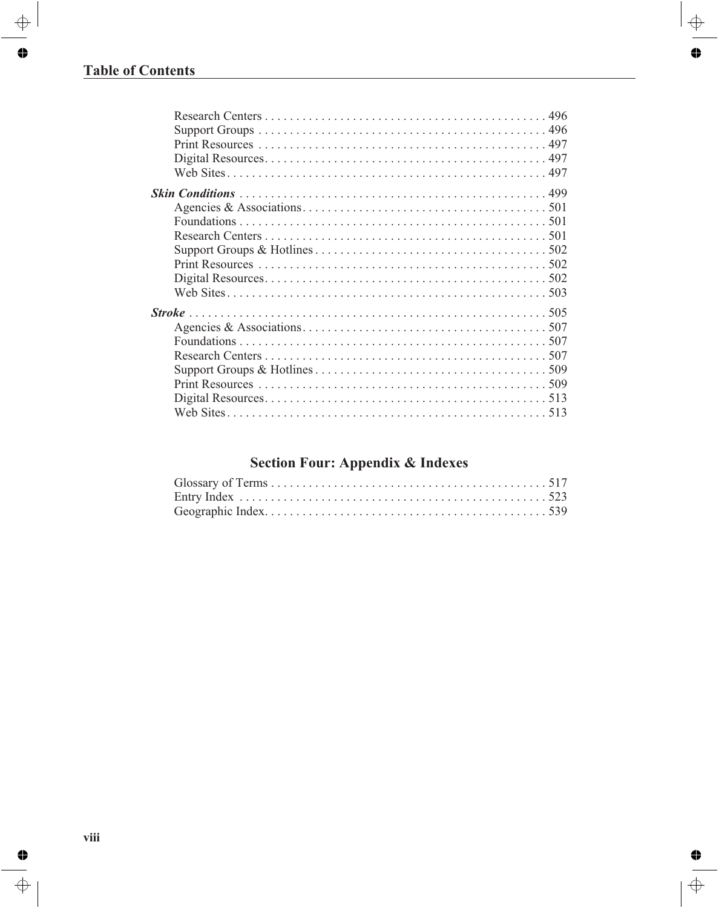Research Centers . . . . . . . . . . . . . . . . . . . . . . . . . . . . . . . . . . . . . . . . . . . . . 496
Support Groups . . . . . . . . . . . . . . . . . . . . . . . . . . . . . . . . . . . . . . . . . . . . . 496
Print Resources . . . . . . . . . . . . . . . . . . . . . . . . . . . . . . . . . . . . . . . . . . . . . 497
Digital Resources. . . . . . . . . . . . . . . . . . . . . . . . . . . . . . . . . . . . . . . . . . . . . 497
Web Sites. . . . . . . . . . . . . . . . . . . . . . . . . . . . . . . . . . . . . . . . . . . . . . . . . . . 497

***Skin Conditions*** . . . . . . . . . . . . . . . . . . . . . . . . . . . . . . . . . . . . . . . . . . . . . . . 499
Agencies & Associations. . . . . . . . . . . . . . . . . . . . . . . . . . . . . . . . . . . . . . . 501
Foundations . . . . . . . . . . . . . . . . . . . . . . . . . . . . . . . . . . . . . . . . . . . . . . . . . 501
Research Centers . . . . . . . . . . . . . . . . . . . . . . . . . . . . . . . . . . . . . . . . . . . . . 501
Support Groups & Hotlines . . . . . . . . . . . . . . . . . . . . . . . . . . . . . . . . . . . . . 502
Print Resources . . . . . . . . . . . . . . . . . . . . . . . . . . . . . . . . . . . . . . . . . . . . . 502
Digital Resources. . . . . . . . . . . . . . . . . . . . . . . . . . . . . . . . . . . . . . . . . . . . . 502
Web Sites. . . . . . . . . . . . . . . . . . . . . . . . . . . . . . . . . . . . . . . . . . . . . . . . . . . 503

***Stroke*** . . . . . . . . . . . . . . . . . . . . . . . . . . . . . . . . . . . . . . . . . . . . . . . . . . . . . . . . 505
Agencies & Associations. . . . . . . . . . . . . . . . . . . . . . . . . . . . . . . . . . . . . . . 507
Foundations . . . . . . . . . . . . . . . . . . . . . . . . . . . . . . . . . . . . . . . . . . . . . . . . . 507
Research Centers . . . . . . . . . . . . . . . . . . . . . . . . . . . . . . . . . . . . . . . . . . . . . 507
Support Groups & Hotlines . . . . . . . . . . . . . . . . . . . . . . . . . . . . . . . . . . . . . 509
Print Resources . . . . . . . . . . . . . . . . . . . . . . . . . . . . . . . . . . . . . . . . . . . . . 509
Digital Resources. . . . . . . . . . . . . . . . . . . . . . . . . . . . . . . . . . . . . . . . . . . . . 513
Web Sites. . . . . . . . . . . . . . . . . . . . . . . . . . . . . . . . . . . . . . . . . . . . . . . . . . . 513

## Section Four: Appendix & Indexes

Glossary of Terms . . . . . . . . . . . . . . . . . . . . . . . . . . . . . . . . . . . . . . . . . . . 517
Entry Index . . . . . . . . . . . . . . . . . . . . . . . . . . . . . . . . . . . . . . . . . . . . . . . . 523
Geographic Index. . . . . . . . . . . . . . . . . . . . . . . . . . . . . . . . . . . . . . . . . . . . 539